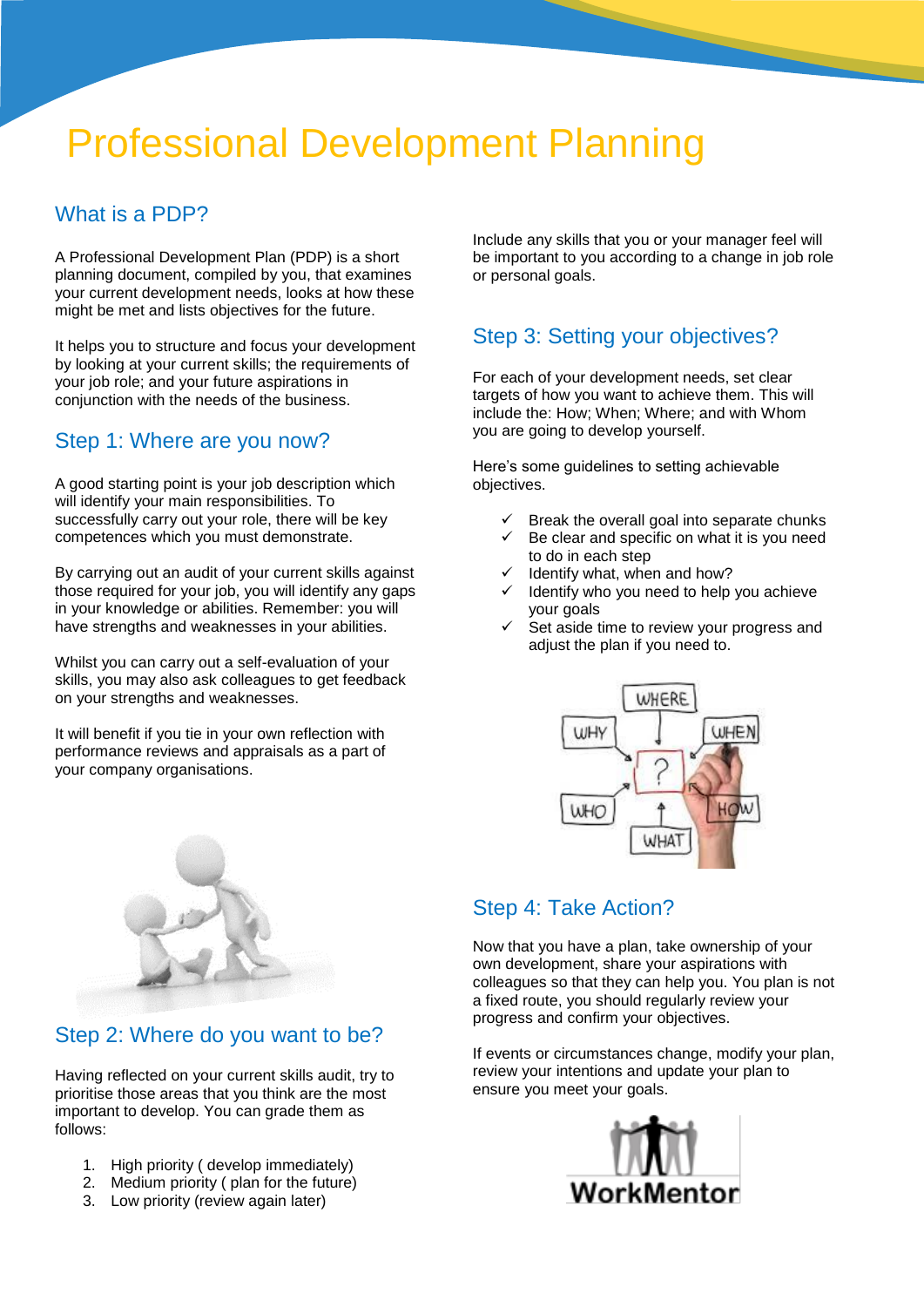# Professional Development Planning

## What is a PDP?

A Professional Development Plan (PDP) is a short planning document, compiled by you, that examines your current development needs, looks at how these might be met and lists objectives for the future.

It helps you to structure and focus your development by looking at your current skills; the requirements of your job role; and your future aspirations in conjunction with the needs of the business.

## Step 1: Where are you now?

A good starting point is your job description which will identify your main responsibilities. To successfully carry out your role, there will be key competences which you must demonstrate.

By carrying out an audit of your current skills against those required for your job, you will identify any gaps in your knowledge or abilities. Remember: you will have strengths and weaknesses in your abilities.

Whilst you can carry out a self-evaluation of your skills, you may also ask colleagues to get feedback on your strengths and weaknesses.

It will benefit if you tie in your own reflection with performance reviews and appraisals as a part of your company organisations.

## Step 2: Where do you want to be?

Having reflected on your current skills audit, try to prioritise those areas that you think are the most important to develop. You can grade them as follows:

1. High priority ( develop immediately)
2. Medium priority ( plan for the future)
3. Low priority (review again later)

Include any skills that you or your manager feel will be important to you according to a change in job role or personal goals.

## Step 3: Setting your objectives?

For each of your development needs, set clear targets of how you want to achieve them. This will include the: How; When; Where; and with Whom you are going to develop yourself.

Here's some guidelines to setting achievable objectives.

- ✓ Break the overall goal into separate chunks
- ✓ Be clear and specific on what it is you need to do in each step
- ✓ Identify what, when and how?
- ✓ Identify who you need to help you achieve your goals
- ✓ Set aside time to review your progress and adjust the plan if you need to.

## Step 4: Take Action?

Now that you have a plan, take ownership of your own development, share your aspirations with colleagues so that they can help you. You plan is not a fixed route, you should regularly review your progress and confirm your objectives.

If events or circumstances change, modify your plan, review your intentions and update your plan to ensure you meet your goals.

WorkMentor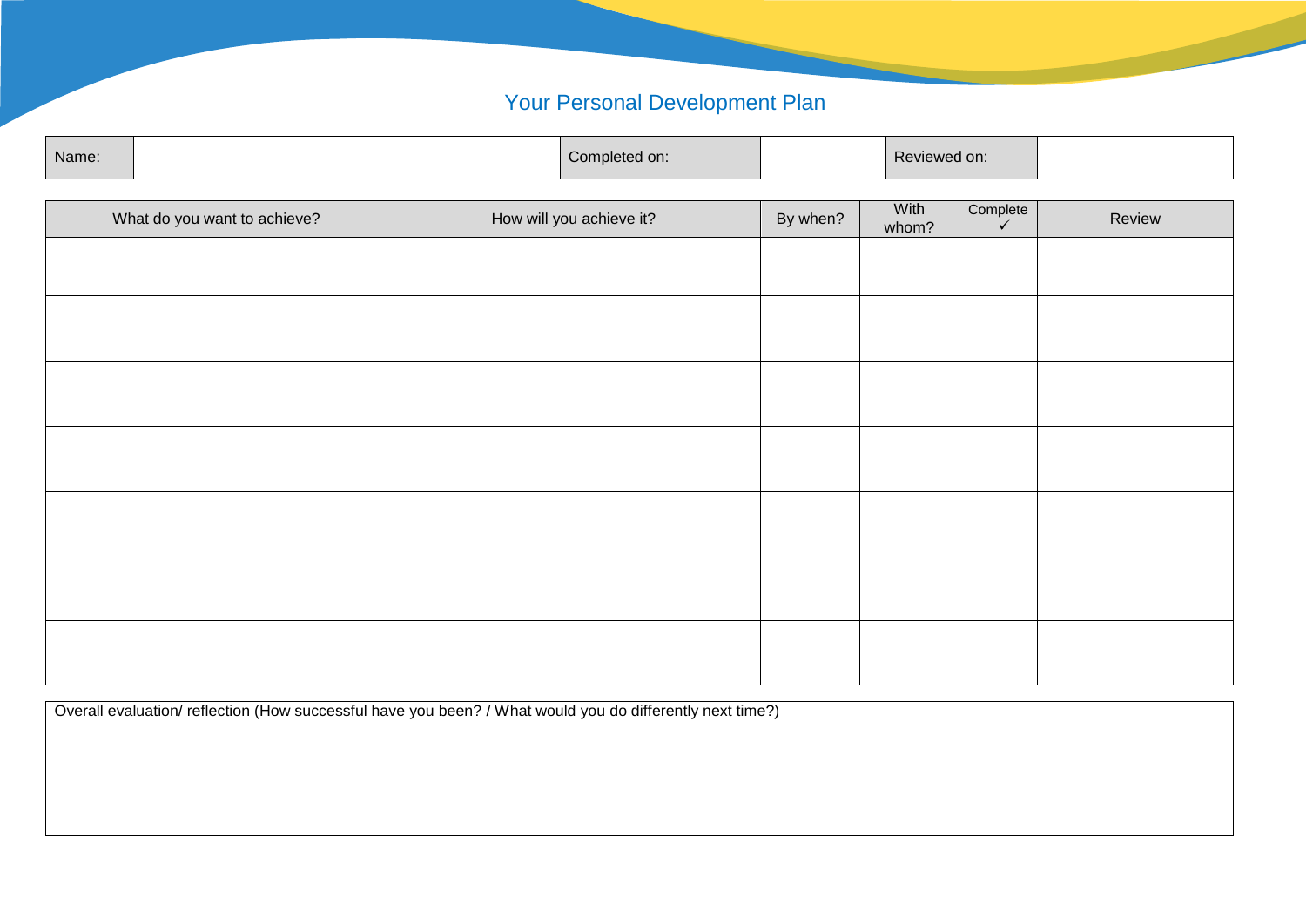# Your Personal Development Plan

| Name: | | Completed on: | | Reviewed on: | |
|---|---|---|---|---|---|

| What do you want to achieve? | How will you achieve it? | By when? | With whom? | Complete ✓ | Review |
|---|---|---|---|---|---|
| | | | | | |
| | | | | | |
| | | | | | |
| | | | | | |
| | | | | | |
| | | | | | |
| | | | | | |

| Overall evaluation/ reflection (How successful have you been? / What would you do differently next time?) |
|---|
| |